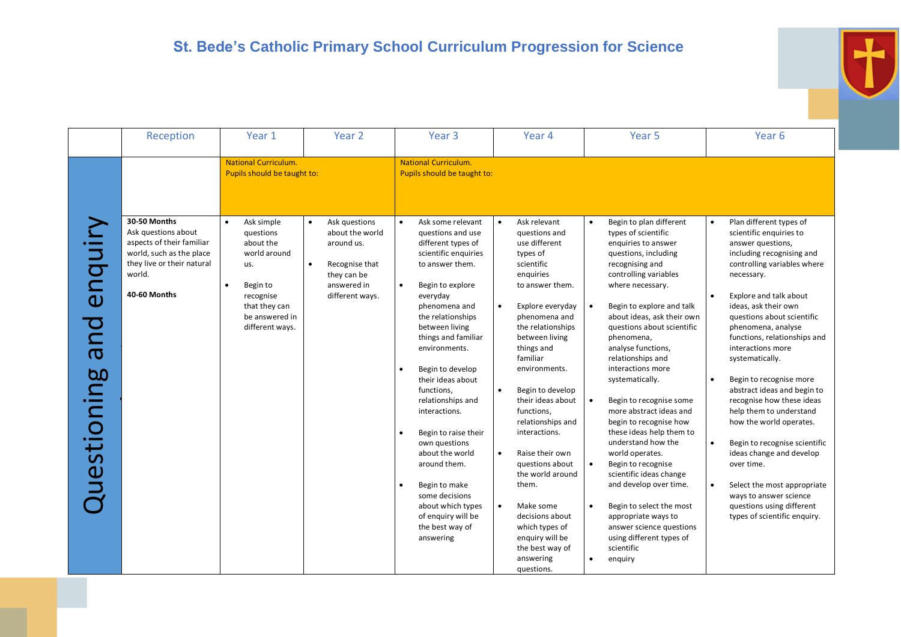# St. Bede's Catholic Primary School Curriculum Progression for Science

| | Reception | Year 1 | Year 2 | Year 3 | Year 4 | Year 5 | Year 6 |
|---|---|---|---|---|---|---|---|
| | | National Curriculum. Pupils should be taught to: | | National Curriculum. Pupils should be taught to: | | | |
| Questioning and enquiry | **30-50 Months** Ask questions about aspects of their familiar world, such as the place they live or their natural world. **40-60 Months** | • Ask simple questions about the world around us. • Begin to recognise that they can be answered in different ways. | • Ask questions about the world around us. • Recognise that they can be answered in different ways. | • Ask some relevant questions and use different types of scientific enquiries to answer them. • Begin to explore everyday phenomena and the relationships between living things and familiar environments. • Begin to develop their ideas about functions, relationships and interactions. • Begin to raise their own questions about the world around them. • Begin to make some decisions about which types of enquiry will be the best way of answering | • Ask relevant questions and use different types of scientific enquiries to answer them. • Explore everyday phenomena and the relationships between living things and familiar environments. • Begin to develop their ideas about functions, relationships and interactions. • Raise their own questions about the world around them. • Make some decisions about which types of enquiry will be the best way of answering questions. | • Begin to plan different types of scientific enquiries to answer questions, including recognising and controlling variables where necessary. • Begin to explore and talk about ideas, ask their own questions about scientific phenomena, analyse functions, relationships and interactions more systematically. • Begin to recognise some more abstract ideas and begin to recognise how these ideas help them to understand how the world operates. • Begin to recognise scientific ideas change and develop over time. • Begin to select the most appropriate ways to answer science questions using different types of scientific • enquiry | • Plan different types of scientific enquiries to answer questions, including recognising and controlling variables where necessary. • Explore and talk about ideas, ask their own questions about scientific phenomena, analyse functions, relationships and interactions more systematically. • Begin to recognise more abstract ideas and begin to recognise how these ideas help them to understand how the world operates. • Begin to recognise scientific ideas change and develop over time. • Select the most appropriate ways to answer science questions using different types of scientific enquiry. |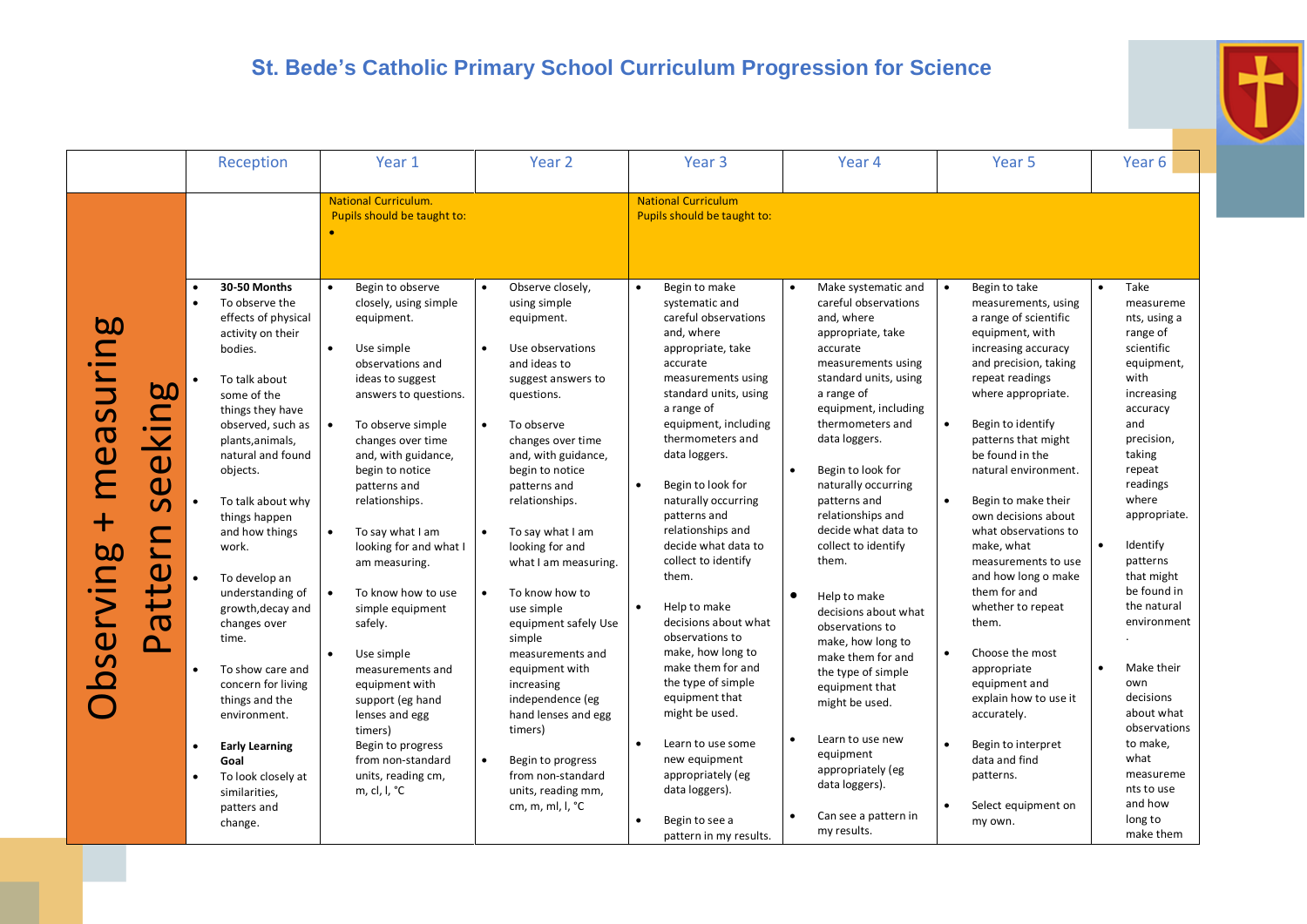# St. Bede's Catholic Primary School Curriculum Progression for Science

| | Reception | Year 1 | Year 2 | Year 3 | Year 4 | Year 5 | Year 6 |
|---|---|---|---|---|---|---|---|
| **Observing + measuring / Pattern seeking** | | National Curriculum. Pupils should be taught to: • | | National Curriculum Pupils should be taught to: | | | |
| | • **30-50 Months** <br> • To observe the effects of physical activity on their bodies. <br> • To talk about some of the things they have observed, such as plants,animals, natural and found objects. <br> • To talk about why things happen and how things work. <br> • To develop an understanding of growth,decay and changes over time. <br> • To show care and concern for living things and the environment. <br> • **Early Learning Goal** <br> • To look closely at similarities, patters and change. | • Begin to observe closely, using simple equipment. <br> • Use simple observations and ideas to suggest answers to questions. <br> • To observe simple changes over time and, with guidance, begin to notice patterns and relationships. <br> • To say what I am looking for and what I am measuring. <br> • To know how to use simple equipment safely. <br> • Use simple measurements and equipment with support (eg hand lenses and egg timers) Begin to progress from non-standard units, reading cm, m, cl, l, °C | • Observe closely, using simple equipment. <br> • Use observations and ideas to suggest answers to questions. <br> • To observe changes over time and, with guidance, begin to notice patterns and relationships. <br> • To say what I am looking for and what I am measuring. <br> • To know how to use simple equipment safely Use simple measurements and equipment with increasing independence (eg hand lenses and egg timers) <br> • Begin to progress from non-standard units, reading mm, cm, m, ml, l, °C | • Begin to make systematic and careful observations and, where appropriate, take accurate measurements using standard units, using a range of equipment, including thermometers and data loggers. <br> • Begin to look for naturally occurring patterns and relationships and decide what data to collect to identify them. <br> • Help to make decisions about what observations to make, how long to make them for and the type of simple equipment that might be used. <br> • Learn to use some new equipment appropriately (eg data loggers). <br> • Begin to see a pattern in my results. | • Make systematic and careful observations and, where appropriate, take accurate measurements using standard units, using a range of equipment, including thermometers and data loggers. <br> • Begin to look for naturally occurring patterns and relationships and decide what data to collect to identify them. <br> • Help to make decisions about what observations to make, how long to make them for and the type of simple equipment that might be used. <br> • Learn to use new equipment appropriately (eg data loggers). <br> • Can see a pattern in my results. | • Begin to take measurements, using a range of scientific equipment, with increasing accuracy and precision, taking repeat readings where appropriate. <br> • Begin to identify patterns that might be found in the natural environment. <br> • Begin to make their own decisions about what observations to make, what measurements to use and how long o make them for and whether to repeat them. <br> • Choose the most appropriate equipment and explain how to use it accurately. <br> • Begin to interpret data and find patterns. <br> • Select equipment on my own. | • Take measurements, using a range of scientific equipment, with increasing accuracy and precision, taking repeat readings where appropriate. <br> • Identify patterns that might be found in the natural environment. <br> • Make their own decisions about what observations to make, what measurements to use and how long to make them |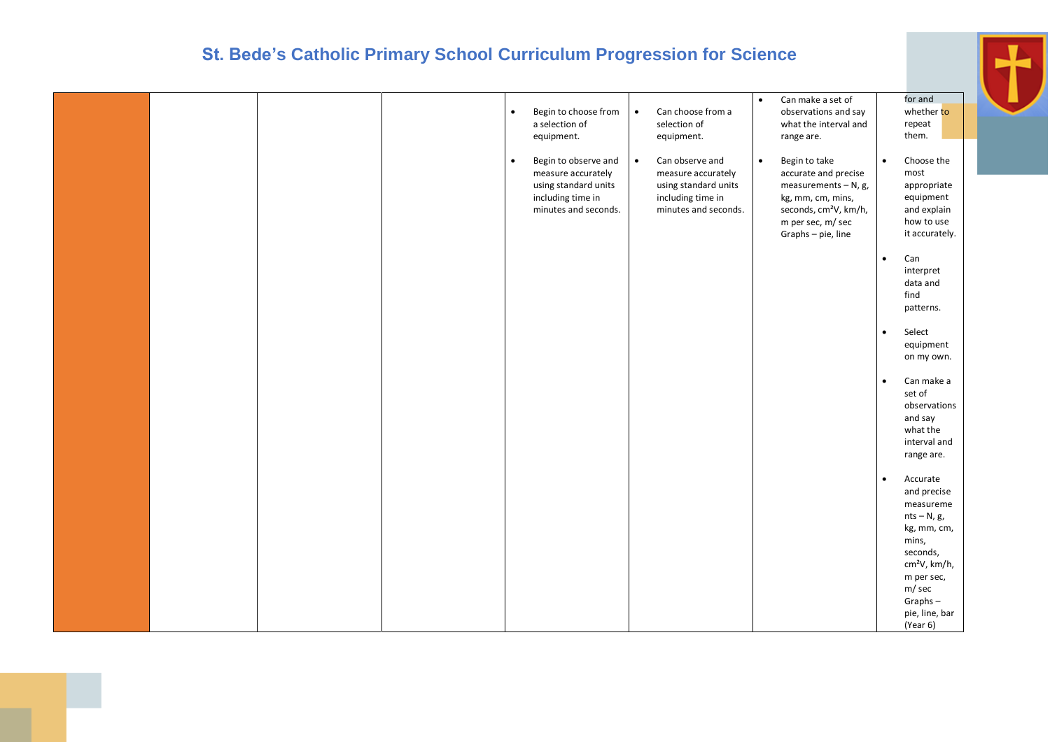# St. Bede's Catholic Primary School Curriculum Progression for Science

| | | | | | | | |
|---|---|---|---|---|---|---|---|
| | | | | • Begin to choose from a selection of equipment.<br><br>• Begin to observe and measure accurately using standard units including time in minutes and seconds. | • Can choose from a selection of equipment.<br><br>• Can observe and measure accurately using standard units including time in minutes and seconds. | • Can make a set of observations and say what the interval and range are.<br><br>• Begin to take accurate and precise measurements – N, g, kg, mm, cm, mins, seconds, cm²V, km/h, m per sec, m/ sec Graphs – pie, line | for and whether to repeat them.<br><br>• Choose the most appropriate equipment and explain how to use it accurately.<br><br>• Can interpret data and find patterns.<br><br>• Select equipment on my own.<br><br>• Can make a set of observations and say what the interval and range are.<br><br>• Accurate and precise measurements – N, g, kg, mm, cm, mins, seconds, cm²V, km/h, m per sec, m/ sec Graphs – pie, line, bar (Year 6) |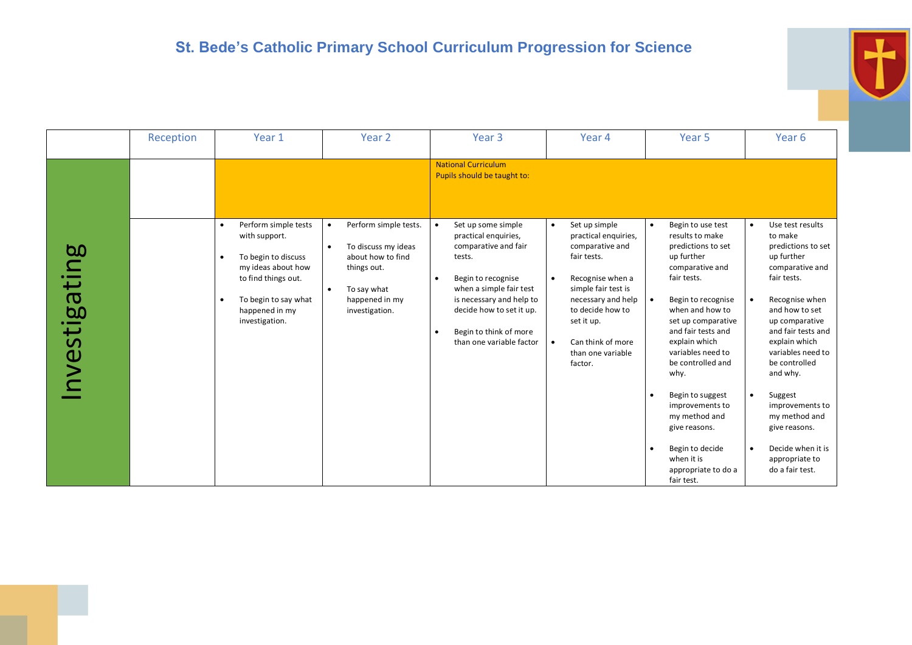# St. Bede's Catholic Primary School Curriculum Progression for Science

| | Reception | Year 1 | Year 2 | Year 3 | Year 4 | Year 5 | Year 6 |
|---|---|---|---|---|---|---|---|
| Investigating | | | | National Curriculum<br>Pupils should be taught to: | | | |
| | | • Perform simple tests with support.<br>• To begin to discuss my ideas about how to find things out.<br>• To begin to say what happened in my investigation. | • Perform simple tests.<br>• To discuss my ideas about how to find things out.<br>• To say what happened in my investigation. | • Set up some simple practical enquiries, comparative and fair tests.<br>• Begin to recognise when a simple fair test is necessary and help to decide how to set it up.<br>• Begin to think of more than one variable factor | • Set up simple practical enquiries, comparative and fair tests.<br>• Recognise when a simple fair test is necessary and help to decide how to set it up.<br>• Can think of more than one variable factor. | • Begin to use test results to make predictions to set up further comparative and fair tests.<br>• Begin to recognise when and how to set up comparative and fair tests and explain which variables need to be controlled and why.<br>• Begin to suggest improvements to my method and give reasons.<br>• Begin to decide when it is appropriate to do a fair test. | • Use test results to make predictions to set up further comparative and fair tests.<br>• Recognise when and how to set up comparative and fair tests and explain which variables need to be controlled and why.<br>• Suggest improvements to my method and give reasons.<br>• Decide when it is appropriate to do a fair test. |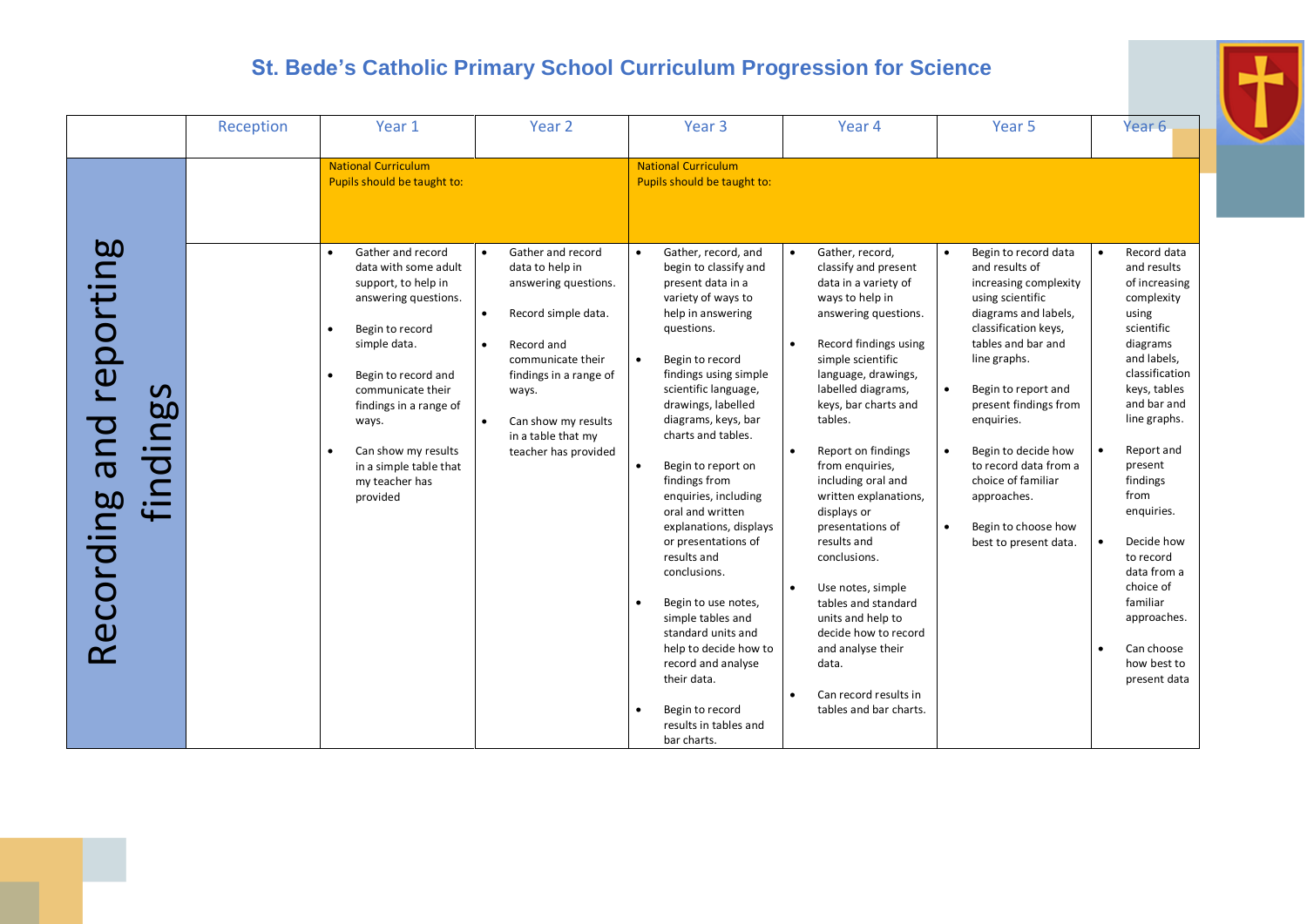# St. Bede's Catholic Primary School Curriculum Progression for Science

| | Reception | Year 1 | Year 2 | Year 3 | Year 4 | Year 5 | Year 6 |
|---|---|---|---|---|---|---|---|
| | | National Curriculum<br>Pupils should be taught to: | | National Curriculum<br>Pupils should be taught to: | | | |
| Recording and reporting findings | | • Gather and record data with some adult support, to help in answering questions.<br>• Begin to record simple data.<br>• Begin to record and communicate their findings in a range of ways.<br>• Can show my results in a simple table that my teacher has provided | • Gather and record data to help in answering questions.<br>• Record simple data.<br>• Record and communicate their findings in a range of ways.<br>• Can show my results in a table that my teacher has provided | • Gather, record, and begin to classify and present data in a variety of ways to help in answering questions.<br>• Begin to record findings using simple scientific language, drawings, labelled diagrams, keys, bar charts and tables.<br>• Begin to report on findings from enquiries, including oral and written explanations, displays or presentations of results and conclusions.<br>• Begin to use notes, simple tables and standard units and help to decide how to record and analyse their data.<br>• Begin to record results in tables and bar charts. | • Gather, record, classify and present data in a variety of ways to help in answering questions.<br>• Record findings using simple scientific language, drawings, labelled diagrams, keys, bar charts and tables.<br>• Report on findings from enquiries, including oral and written explanations, displays or presentations of results and conclusions.<br>• Use notes, simple tables and standard units and help to decide how to record and analyse their data.<br>• Can record results in tables and bar charts. | • Begin to record data and results of increasing complexity using scientific diagrams and labels, classification keys, tables and bar and line graphs.<br>• Begin to report and present findings from enquiries.<br>• Begin to decide how to record data from a choice of familiar approaches.<br>• Begin to choose how best to present data. | • Record data and results of increasing complexity using scientific diagrams and labels, classification keys, tables and bar and line graphs.<br>• Report and present findings from enquiries.<br>• Decide how to record data from a choice of familiar approaches.<br>• Can choose how best to present data |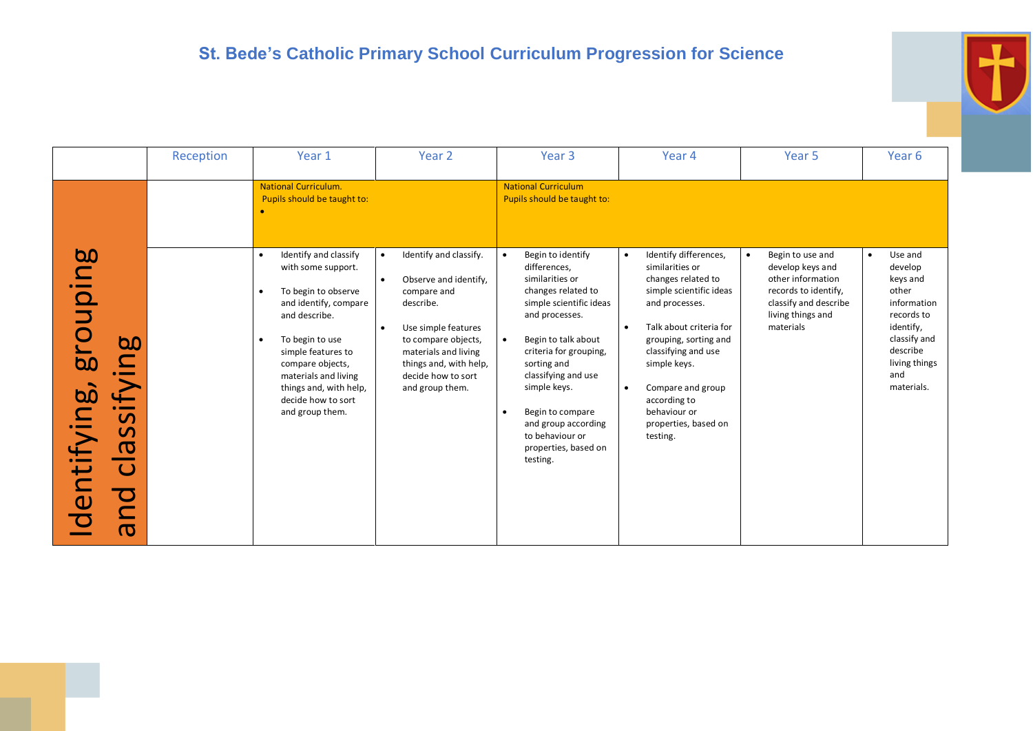## St. Bede's Catholic Primary School Curriculum Progression for Science

| | Reception | Year 1 | Year 2 | Year 3 | Year 4 | Year 5 | Year 6 |
|---|---|---|---|---|---|---|---|
| | | National Curriculum. Pupils should be taught to: • | | National Curriculum Pupils should be taught to: | | | |
| Identifying, grouping and classifying | | • Identify and classify with some support. • To begin to observe and identify, compare and describe. • To begin to use simple features to compare objects, materials and living things and, with help, decide how to sort and group them. | • Identify and classify. • Observe and identify, compare and describe. • Use simple features to compare objects, materials and living things and, with help, decide how to sort and group them. | • Begin to identify differences, similarities or changes related to simple scientific ideas and processes. • Begin to talk about criteria for grouping, sorting and classifying and use simple keys. • Begin to compare and group according to behaviour or properties, based on testing. | • Identify differences, similarities or changes related to simple scientific ideas and processes. • Talk about criteria for grouping, sorting and classifying and use simple keys. • Compare and group according to behaviour or properties, based on testing. | • Begin to use and develop keys and other information records to identify, classify and describe living things and materials | • Use and develop keys and other information records to identify, classify and describe living things and materials. |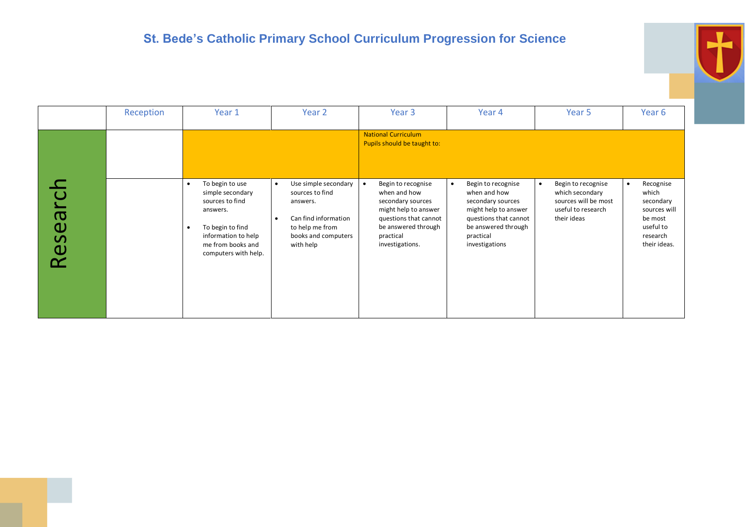# St. Bede's Catholic Primary School Curriculum Progression for Science

| | Reception | Year 1 | Year 2 | Year 3 | Year 4 | Year 5 | Year 6 |
|---|---|---|---|---|---|---|---|
| **Research** | | | | National Curriculum<br>Pupils should be taught to: | | | |
| | | • To begin to use simple secondary sources to find answers.<br>• To begin to find information to help me from books and computers with help. | • Use simple secondary sources to find answers.<br>• Can find information to help me from books and computers with help | • Begin to recognise when and how secondary sources might help to answer questions that cannot be answered through practical investigations. | • Begin to recognise when and how secondary sources might help to answer questions that cannot be answered through practical investigations | • Begin to recognise which secondary sources will be most useful to research their ideas | • Recognise which secondary sources will be most useful to research their ideas. |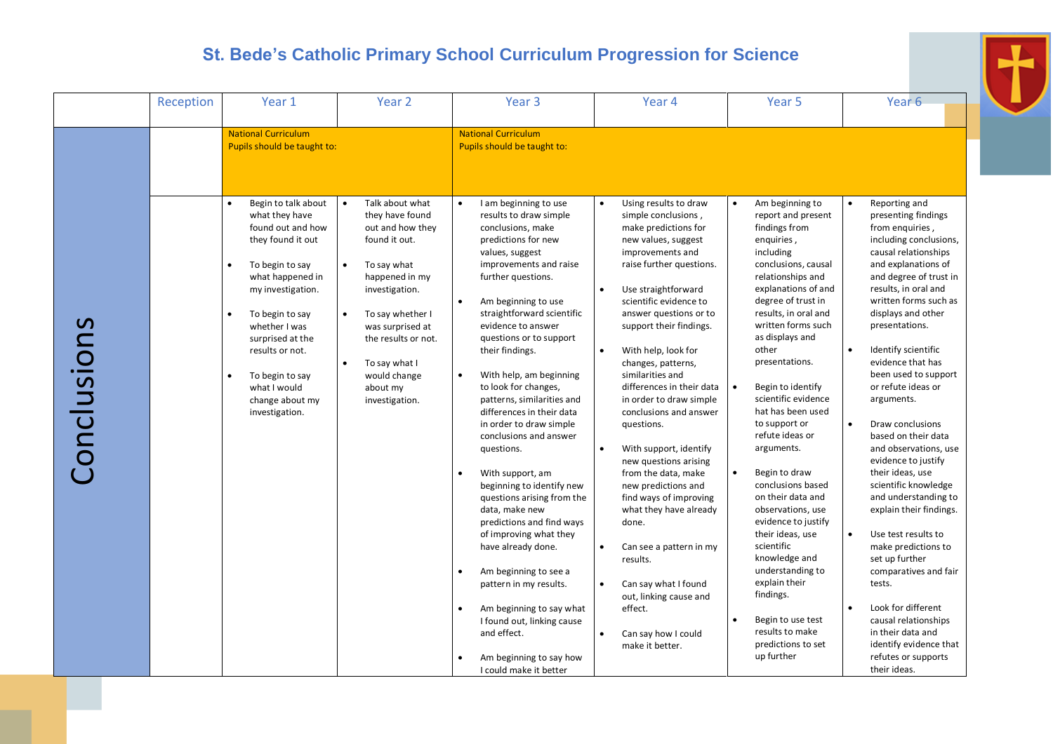# St. Bede's Catholic Primary School Curriculum Progression for Science

| | Reception | Year 1 | Year 2 | Year 3 | Year 4 | Year 5 | Year 6 |
|---|---|---|---|---|---|---|---|
| **Conclusions** | | National Curriculum<br>Pupils should be taught to: | | National Curriculum<br>Pupils should be taught to: | | | |
| | | • Begin to talk about what they have found out and how they found it out<br>• To begin to say what happened in my investigation.<br>• To begin to say whether I was surprised at the results or not.<br>• To begin to say what I would change about my investigation. | • Talk about what they have found out and how they found it out.<br>• To say what happened in my investigation.<br>• To say whether I was surprised at the results or not.<br>• To say what I would change about my investigation. | • I am beginning to use results to draw simple conclusions, make predictions for new values, suggest improvements and raise further questions.<br>• Am beginning to use straightforward scientific evidence to answer questions or to support their findings.<br>• With help, am beginning to look for changes, patterns, similarities and differences in their data in order to draw simple conclusions and answer questions.<br>• With support, am beginning to identify new questions arising from the data, make new predictions and find ways of improving what they have already done.<br>• Am beginning to see a pattern in my results.<br>• Am beginning to say what I found out, linking cause and effect.<br>• Am beginning to say how I could make it better | • Using results to draw simple conclusions, make predictions for new values, suggest improvements and raise further questions.<br>• Use straightforward scientific evidence to answer questions or to support their findings.<br>• With help, look for changes, patterns, similarities and differences in their data in order to draw simple conclusions and answer questions.<br>• With support, identify new questions arising from the data, make new predictions and find ways of improving what they have already done.<br>• Can see a pattern in my results.<br>• Can say what I found out, linking cause and effect.<br>• Can say how I could make it better. | • Am beginning to report and present findings from enquiries, including conclusions, causal relationships and explanations of and degree of trust in results, in oral and written forms such as displays and other presentations.<br>• Begin to identify scientific evidence hat has been used to support or refute ideas or arguments.<br>• Begin to draw conclusions based on their data and observations, use evidence to justify their ideas, use scientific knowledge and understanding to explain their findings.<br>• Begin to use test results to make predictions to set up further | • Reporting and presenting findings from enquiries, including conclusions, causal relationships and explanations of and degree of trust in results, in oral and written forms such as displays and other presentations.<br>• Identify scientific evidence that has been used to support or refute ideas or arguments.<br>• Draw conclusions based on their data and observations, use evidence to justify their ideas, use scientific knowledge and understanding to explain their findings.<br>• Use test results to make predictions to set up further comparatives and fair tests.<br>• Look for different causal relationships in their data and identify evidence that refutes or supports their ideas. |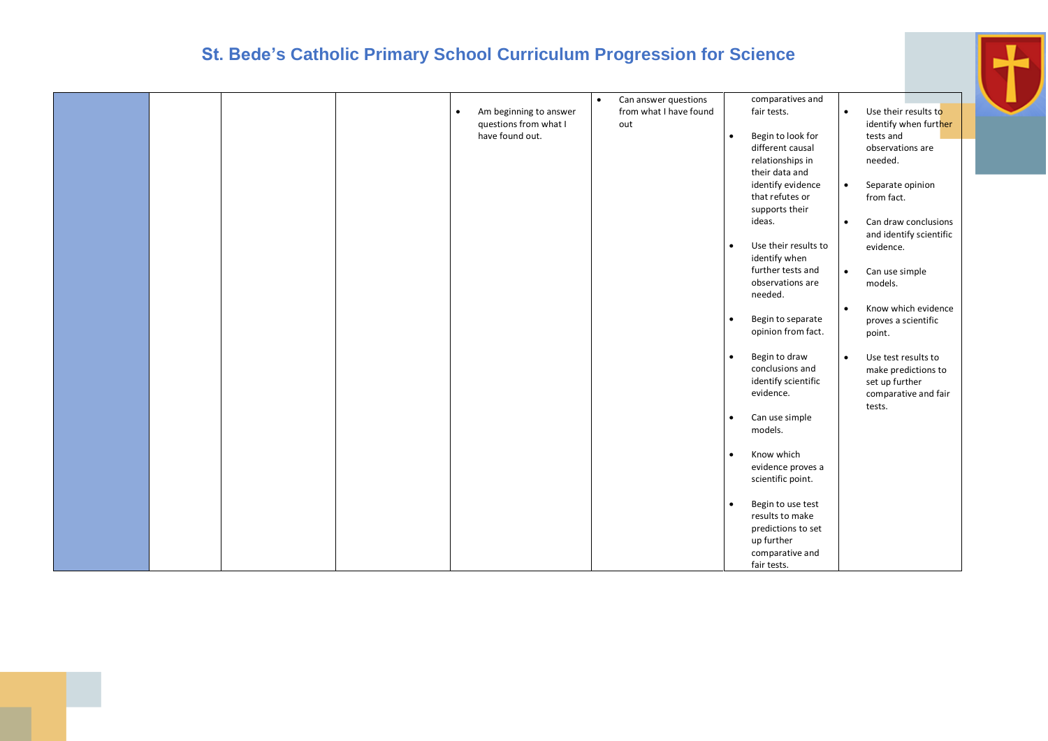# St. Bede's Catholic Primary School Curriculum Progression for Science

| | | | | | | | |
|---|---|---|---|---|---|---|---|
| | | | | • Am beginning to answer questions from what I have found out. | • Can answer questions from what I have found out | comparatives and fair tests.<br><br>• Begin to look for different causal relationships in their data and identify evidence that refutes or supports their ideas.<br><br>• Use their results to identify when further tests and observations are needed.<br><br>• Begin to separate opinion from fact.<br><br>• Begin to draw conclusions and identify scientific evidence.<br><br>• Can use simple models.<br><br>• Know which evidence proves a scientific point.<br><br>• Begin to use test results to make predictions to set up further comparative and fair tests. | • Use their results to identify when further tests and observations are needed.<br><br>• Separate opinion from fact.<br><br>• Can draw conclusions and identify scientific evidence.<br><br>• Can use simple models.<br><br>• Know which evidence proves a scientific point.<br><br>• Use test results to make predictions to set up further comparative and fair tests. |